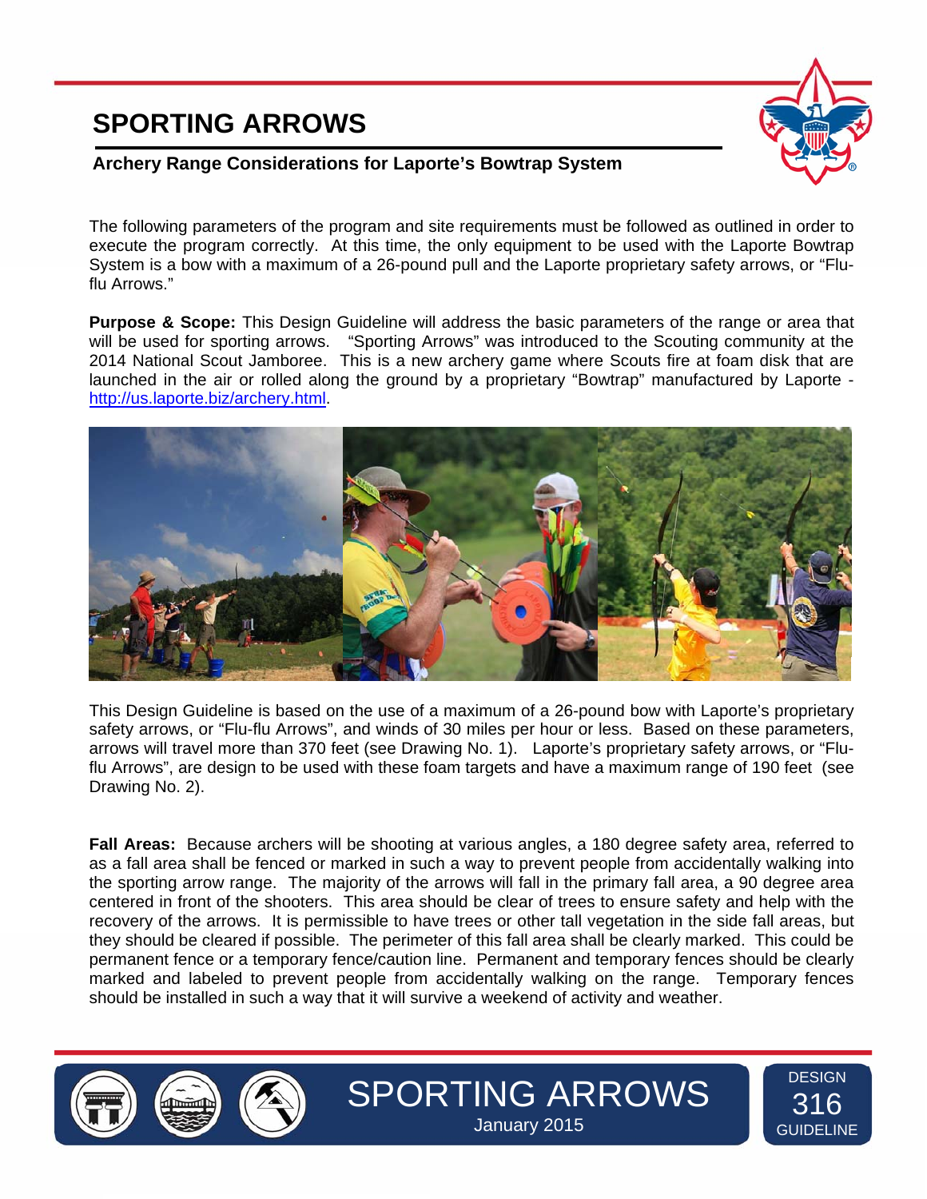# SPORTING ARROWS

### Archery Range Considerations for Laporte's Bowtrap System

The following parameters of the program and site requirements must be followed as outlined in order to execute the program correctly. At this time, the only equipment to be used with the Laporte Bowtrap System is a bow with a maximum of a 26-pound pull and the Laporte proprietary safety arrows, or "Flu-flu Arrows."

**Purpose & Scope:** This Design Guideline will address the basic parameters of the range or area that will be used for sporting arrows. "Sporting Arrows" was introduced to the Scouting community at the 2014 National Scout Jamboree. This is a new archery game where Scouts fire at foam disk that are launched in the air or rolled along the ground by a proprietary "Bowtrap" manufactured by Laporte - [http://us.laporte.biz/archery.html](http://us.laporte.biz/archery.html).

This Design Guideline is based on the use of a maximum of a 26-pound bow with Laporte's proprietary safety arrows, or "Flu-flu Arrows", and winds of 30 miles per hour or less. Based on these parameters, arrows will travel more than 370 feet (see Drawing No. 1). Laporte's proprietary safety arrows, or "Flu-flu Arrows", are design to be used with these foam targets and have a maximum range of 190 feet (see Drawing No. 2).

**Fall Areas:** Because archers will be shooting at various angles, a 180 degree safety area, referred to as a fall area shall be fenced or marked in such a way to prevent people from accidentally walking into the sporting arrow range. The majority of the arrows will fall in the primary fall area, a 90 degree area centered in front of the shooters. This area should be clear of trees to ensure safety and help with the recovery of the arrows. It is permissible to have trees or other tall vegetation in the side fall areas, but they should be cleared if possible. The perimeter of this fall area shall be clearly marked. This could be permanent fence or a temporary fence/caution line. Permanent and temporary fences should be clearly marked and labeled to prevent people from accidentally walking on the range. Temporary fences should be installed in such a way that it will survive a weekend of activity and weather.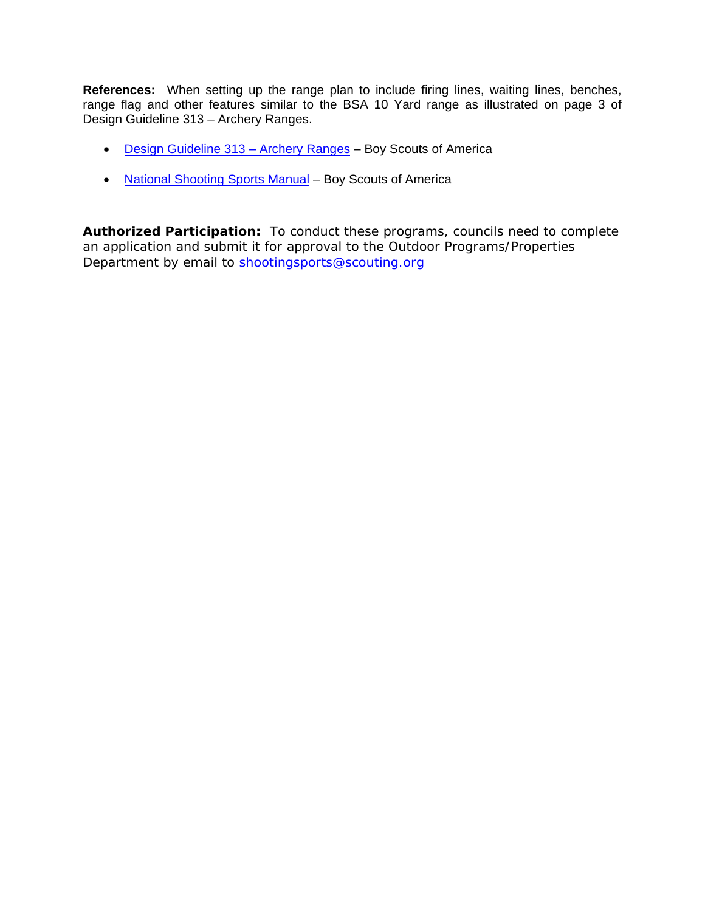**References:** When setting up the range plan to include firing lines, waiting lines, benches, range flag and other features similar to the BSA 10 Yard range as illustrated on page 3 of Design Guideline 313 – Archery Ranges.

- Design Guideline 313 – Archery Ranges – Boy Scouts of America
- National Shooting Sports Manual – Boy Scouts of America

**Authorized Participation:** To conduct these programs, councils need to complete an application and submit it for approval to the Outdoor Programs/Properties Department by email to shootingsports@scouting.org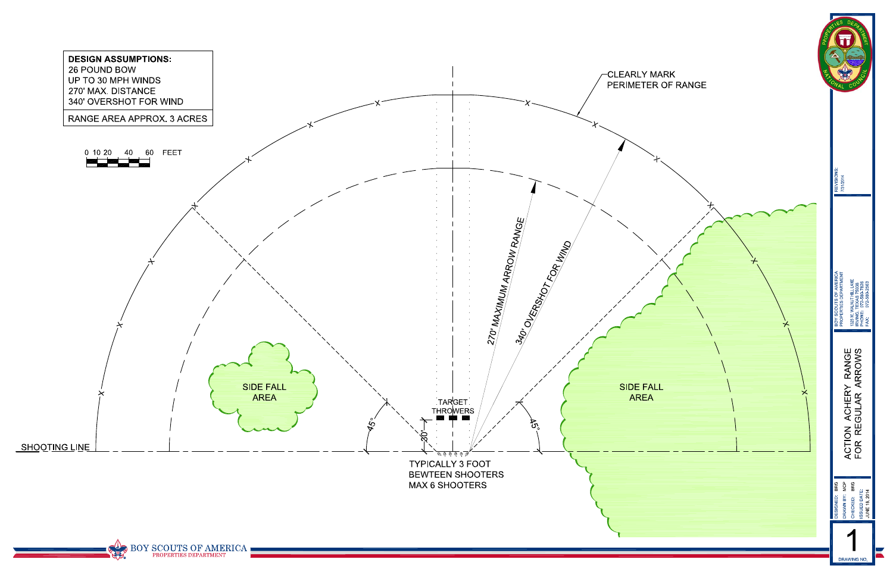**DESIGN ASSUMPTIONS:**
26 POUND BOW
UP TO 30 MPH WINDS
270' MAX. DISTANCE
340' OVERSHOT FOR WIND

RANGE AREA APPROX. 3 ACRES

0 10 20 40 60 FEET

CLEARLY MARK PERIMETER OF RANGE

270' MAXIMUM ARROW RANGE

340' OVERSHOT FOR WIND

SIDE FALL AREA

SIDE FALL AREA

TARGET THROWERS

30'

45°

45°

SHOOTING LINE

TYPICALLY 3 FOOT BEWTEEN SHOOTERS
MAX 6 SHOOTERS

BOY SCOUTS OF AMERICA
PROPERTIES DEPARTMENT

PROPERTIES DEPARTMENT — NATIONAL COUNCIL

REVISIONS:
7/31/2014

BOY SCOUTS OF AMERICA
PROPERTIES DEPARTMENT
1325 W. WALNUT HILL LANE
IRVING, TEXAS 75038
PHONE: 972-580-7826
FAX: 972-580-2583

# ACTION ACHERY RANGE FOR REGULAR ARROWS

DESIGNED: BRG
DRAWN BY: MCP
CHECKED: BRG
ISSUED DATE: JUNE 16, 2014

DRAWING NO. 1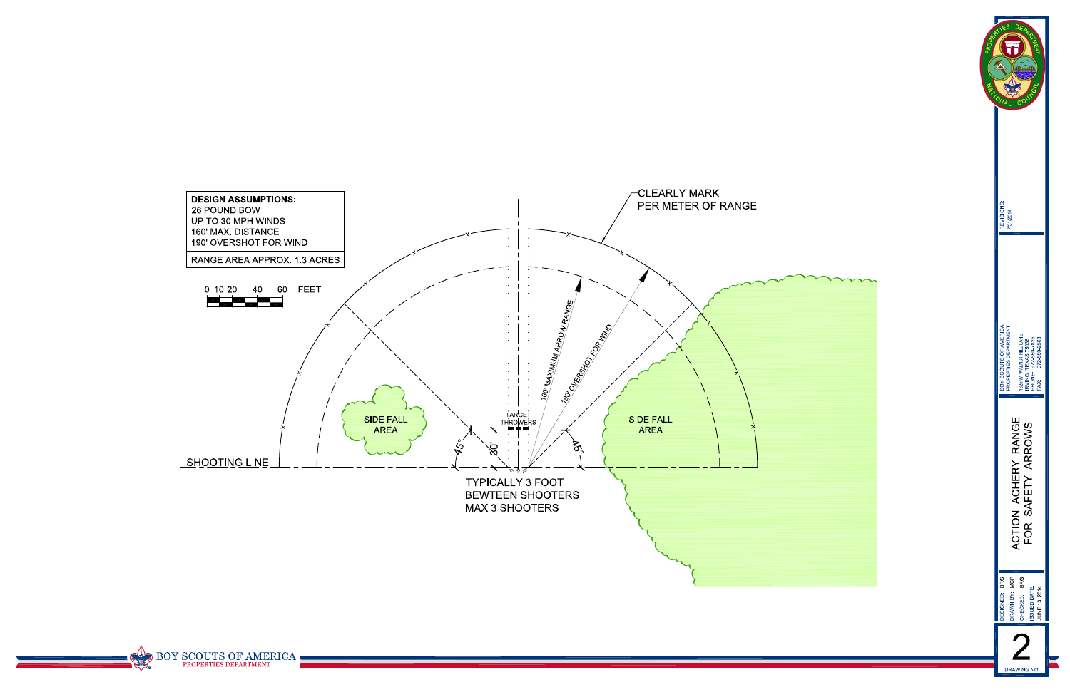**DESIGN ASSUMPTIONS:**
26 POUND BOW
UP TO 30 MPH WINDS
160' MAX. DISTANCE
190' OVERSHOT FOR WIND

RANGE AREA APPROX. 1.3 ACRES

0 10 20 40 60 FEET

CLEARLY MARK PERIMETER OF RANGE

160' MAXIMUM ARROW RANGE

190' OVERSHOT FOR WIND

TARGET THROWERS

SIDE FALL AREA

SIDE FALL AREA

SHOOTING LINE

45°

30'

45°

TYPICALLY 3 FOOT BEWTEEN SHOOTERS
MAX 3 SHOOTERS

PROPERTIES DEPARTMENT NATIONAL COUNCIL

REVISIONS:
7/31/2014

BOY SCOUTS OF AMERICA
PROPERTIES DEPARTMENT
1325 W. WALNUT HILL LANE
IRVING, TEXAS 75038
PHONE: 972-580-7826
FAX: 972-580-2583

# ACTION ACHERY RANGE FOR SAFETY ARROWS

DESIGNED: BRG
DRAWN BY: MCP
CHECKED: BRG
ISSUED DATE: JUNE 13, 2014

2
DRAWING NO.

BOY SCOUTS OF AMERICA
PROPERTIES DEPARTMENT